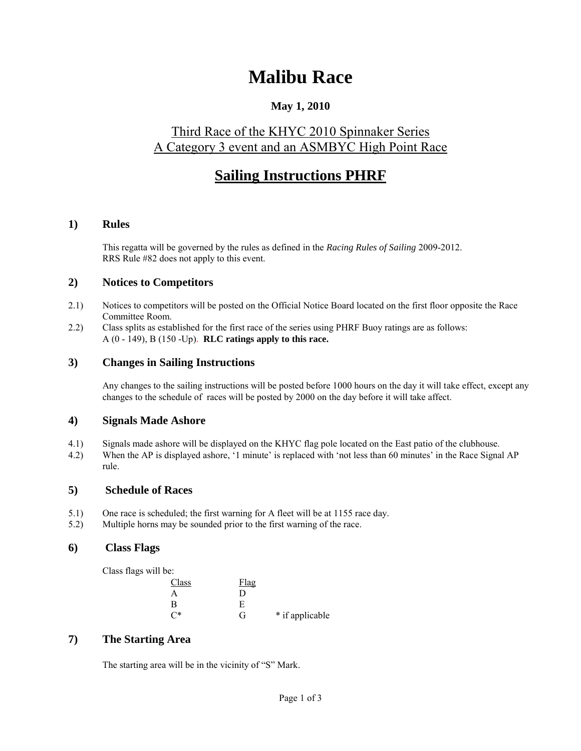# Malibu Race

**May 1, 2010**

Third Race of the KHYC 2010 Spinnaker Series
A Category 3 event and an ASMBYC High Point Race

## Sailing Instructions PHRF

### 1) Rules

This regatta will be governed by the rules as defined in the *Racing Rules of Sailing* 2009-2012.
RRS Rule #82 does not apply to this event.

### 2) Notices to Competitors

2.1) Notices to competitors will be posted on the Official Notice Board located on the first floor opposite the Race Committee Room.

2.2) Class splits as established for the first race of the series using PHRF Buoy ratings are as follows:
A (0 - 149), B (150 -Up). **RLC ratings apply to this race.**

### 3) Changes in Sailing Instructions

Any changes to the sailing instructions will be posted before 1000 hours on the day it will take effect, except any changes to the schedule of races will be posted by 2000 on the day before it will take affect.

### 4) Signals Made Ashore

4.1) Signals made ashore will be displayed on the KHYC flag pole located on the East patio of the clubhouse.

4.2) When the AP is displayed ashore, '1 minute' is replaced with 'not less than 60 minutes' in the Race Signal AP rule.

### 5) Schedule of Races

5.1) One race is scheduled; the first warning for A fleet will be at 1155 race day.

5.2) Multiple horns may be sounded prior to the first warning of the race.

### 6) Class Flags

Class flags will be:

| Class | Flag | |
|---|---|---|
| A | D | |
| B | E | |
| C* | G | * if applicable |

### 7) The Starting Area

The starting area will be in the vicinity of "S" Mark.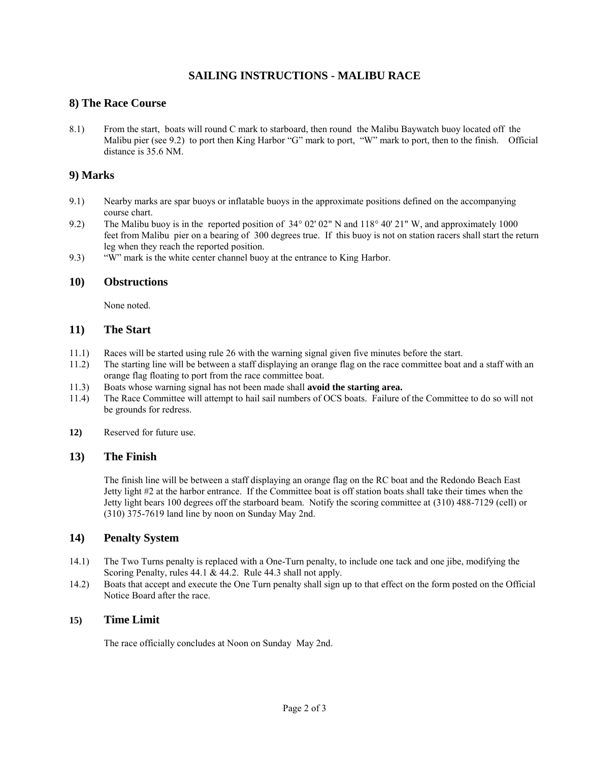# SAILING INSTRUCTIONS - MALIBU RACE

## 8) The Race Course

8.1) From the start, boats will round C mark to starboard, then round the Malibu Baywatch buoy located off the Malibu pier (see 9.2) to port then King Harbor "G" mark to port, "W" mark to port, then to the finish. Official distance is 35.6 NM.

## 9) Marks

9.1) Nearby marks are spar buoys or inflatable buoys in the approximate positions defined on the accompanying course chart.

9.2) The Malibu buoy is in the reported position of 34° 02' 02" N and 118° 40' 21" W, and approximately 1000 feet from Malibu pier on a bearing of 300 degrees true. If this buoy is not on station racers shall start the return leg when they reach the reported position.

9.3) "W" mark is the white center channel buoy at the entrance to King Harbor.

## 10) Obstructions

None noted.

## 11) The Start

11.1) Races will be started using rule 26 with the warning signal given five minutes before the start.

11.2) The starting line will be between a staff displaying an orange flag on the race committee boat and a staff with an orange flag floating to port from the race committee boat.

11.3) Boats whose warning signal has not been made shall **avoid the starting area.**

11.4) The Race Committee will attempt to hail sail numbers of OCS boats. Failure of the Committee to do so will not be grounds for redress.

**12)** Reserved for future use.

## 13) The Finish

The finish line will be between a staff displaying an orange flag on the RC boat and the Redondo Beach East Jetty light #2 at the harbor entrance. If the Committee boat is off station boats shall take their times when the Jetty light bears 100 degrees off the starboard beam. Notify the scoring committee at (310) 488-7129 (cell) or (310) 375-7619 land line by noon on Sunday May 2nd.

## 14) Penalty System

14.1) The Two Turns penalty is replaced with a One-Turn penalty, to include one tack and one jibe, modifying the Scoring Penalty, rules 44.1 & 44.2. Rule 44.3 shall not apply.

14.2) Boats that accept and execute the One Turn penalty shall sign up to that effect on the form posted on the Official Notice Board after the race.

## 15) Time Limit

The race officially concludes at Noon on Sunday May 2nd.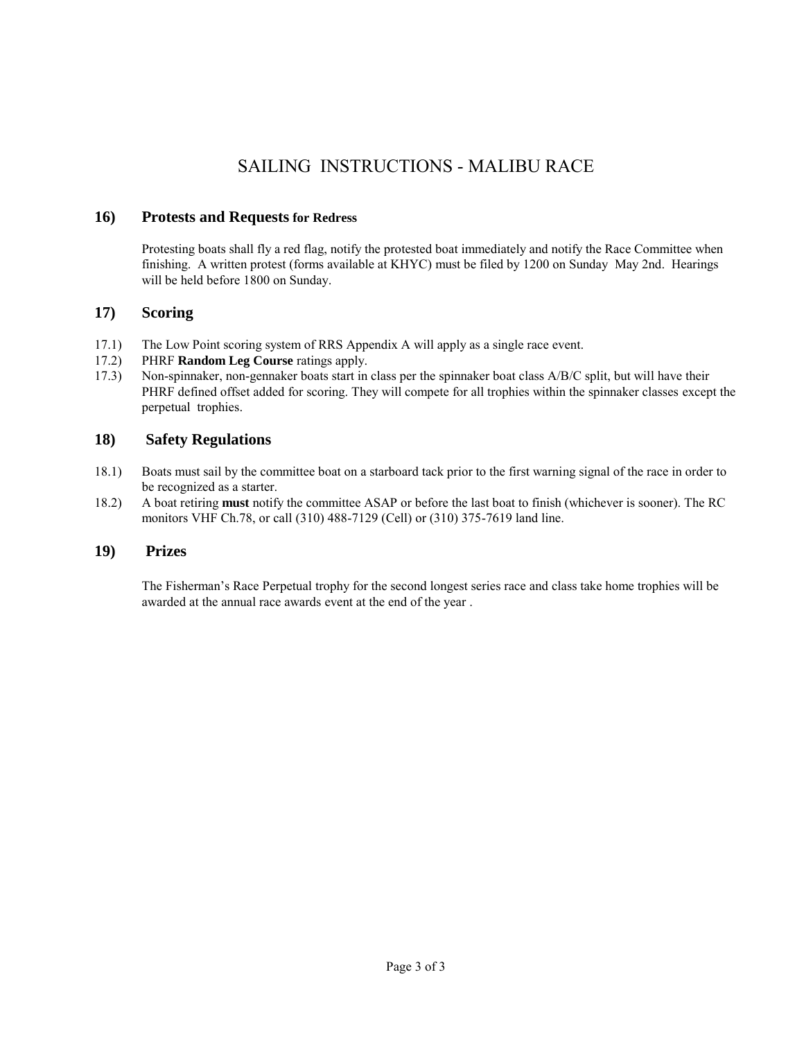# SAILING INSTRUCTIONS - MALIBU RACE

## 16) Protests and Requests for Redress

Protesting boats shall fly a red flag, notify the protested boat immediately and notify the Race Committee when finishing. A written protest (forms available at KHYC) must be filed by 1200 on Sunday May 2nd. Hearings will be held before 1800 on Sunday.

## 17) Scoring

17.1) The Low Point scoring system of RRS Appendix A will apply as a single race event.

17.2) PHRF **Random Leg Course** ratings apply.

17.3) Non-spinnaker, non-gennaker boats start in class per the spinnaker boat class A/B/C split, but will have their PHRF defined offset added for scoring. They will compete for all trophies within the spinnaker classes except the perpetual trophies.

## 18) Safety Regulations

18.1) Boats must sail by the committee boat on a starboard tack prior to the first warning signal of the race in order to be recognized as a starter.

18.2) A boat retiring **must** notify the committee ASAP or before the last boat to finish (whichever is sooner). The RC monitors VHF Ch.78, or call (310) 488-7129 (Cell) or (310) 375-7619 land line.

## 19) Prizes

The Fisherman's Race Perpetual trophy for the second longest series race and class take home trophies will be awarded at the annual race awards event at the end of the year .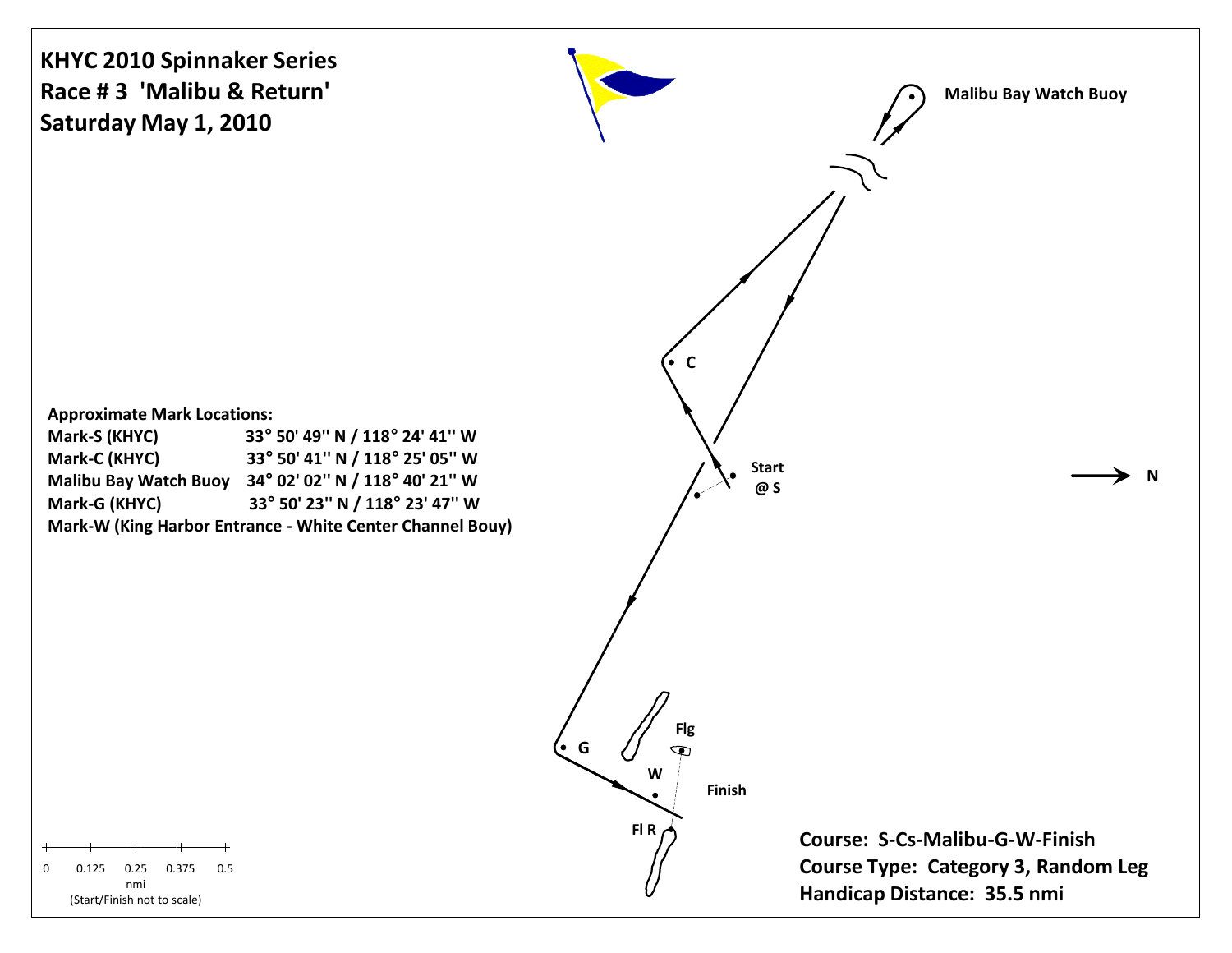# KHYC 2010 Spinnaker Series
# Race # 3 'Malibu & Return'
# Saturday May 1, 2010

**Approximate Mark Locations:**

| | |
|---|---|
| **Mark-S (KHYC)** | **33° 50' 49'' N / 118° 24' 41'' W** |
| **Mark-C (KHYC)** | **33° 50' 41'' N / 118° 25' 05'' W** |
| **Malibu Bay Watch Buoy** | **34° 02' 02'' N / 118° 40' 21'' W** |
| **Mark-G (KHYC)** | **33° 50' 23'' N / 118° 23' 47'' W** |

**Mark-W (King Harbor Entrance - White Center Channel Bouy)**

Malibu Bay Watch Buoy

C

Start
@ S

N

G

Flg

W

Finish

Fl R

0 0.125 0.25 0.375 0.5
nmi
(Start/Finish not to scale)

**Course: S-Cs-Malibu-G-W-Finish**

**Course Type: Category 3, Random Leg**

**Handicap Distance: 35.5 nmi**